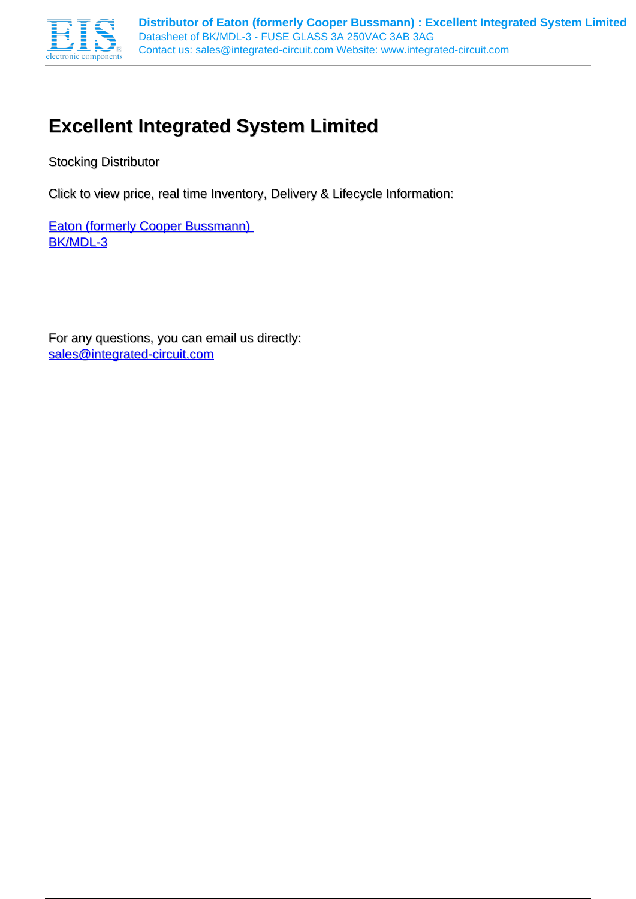# Excellent Integrated System Limited

Stocking Distributor

Click to view price, real time Inventory, Delivery & Lifecycle Information:

[Eaton (formerly Cooper Bussmann)](#)
[BK/MDL-3](#)

For any questions, you can email us directly:
[sales@integrated-circuit.com](mailto:sales@integrated-circuit.com)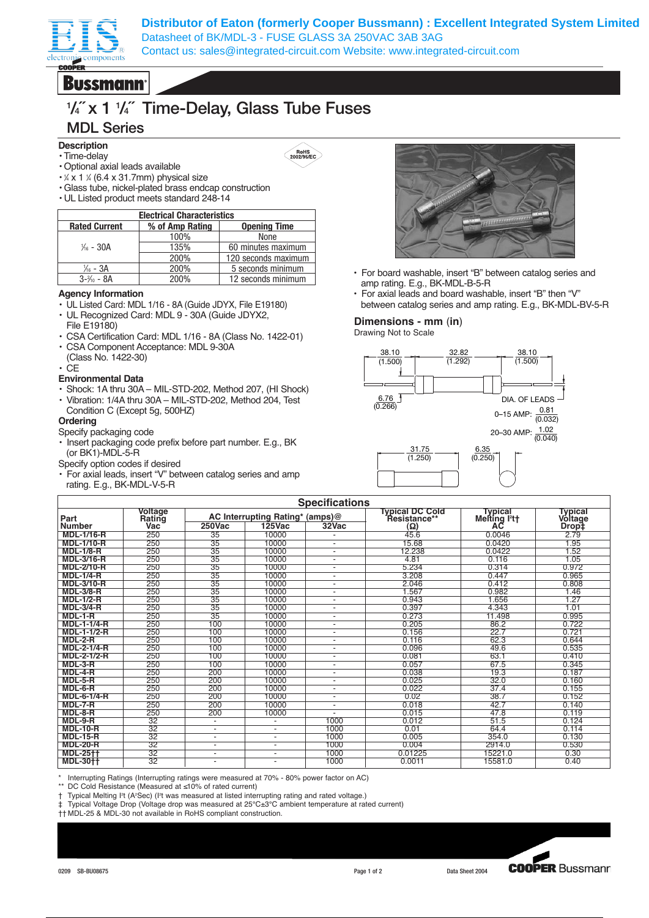Distributor of Eaton (formerly Cooper Bussmann) : Excellent Integrated System Limited
Datasheet of BK/MDL-3 - FUSE GLASS 3A 250VAC 3AB 3AG
Contact us: sales@integrated-circuit.com Website: www.integrated-circuit.com

# ¼˝ x 1 ¼˝ Time-Delay, Glass Tube Fuses

## MDL Series

### Description

- Time-delay
- Optional axial leads available
- ¼ x 1 ¼ (6.4 x 31.7mm) physical size
- Glass tube, nickel-plated brass endcap construction
- UL Listed product meets standard 248-14

RoHS 2002/95/EC

| Electrical Characteristics | | |
|---|---|---|
| **Rated Current** | **% of Amp Rating** | **Opening Time** |
| 1⁄16 - 30A | 100% | None |
| | 135% | 60 minutes maximum |
| | 200% | 120 seconds maximum |
| 1⁄16 - 3A | 200% | 5 seconds minimum |
| 3-2⁄10 - 8A | 200% | 12 seconds minimum |

### Agency Information

- UL Listed Card: MDL 1/16 - 8A (Guide JDYX, File E19180)
- UL Recognized Card: MDL 9 - 30A (Guide JDYX2, File E19180)
- CSA Certification Card: MDL 1/16 - 8A (Class No. 1422-01)
- CSA Component Acceptance: MDL 9-30A (Class No. 1422-30)
- CE

### Environmental Data

- Shock: 1A thru 30A – MIL-STD-202, Method 207, (HI Shock)
- Vibration: 1/4A thru 30A – MIL-STD-202, Method 204, Test Condition C (Except 5g, 500HZ)

### Ordering

Specify packaging code

- Insert packaging code prefix before part number. E.g., BK (or BK1)-MDL-5-R

Specify option codes if desired

- For axial leads, insert "V" between catalog series and amp rating. E.g., BK-MDL-V-5-R
- For board washable, insert "B" between catalog series and amp rating. E.g., BK-MDL-B-5-R
- For axial leads and board washable, insert "B" then "V" between catalog series and amp rating. E.g., BK-MDL-BV-5-R

### Dimensions - mm (in)

Drawing Not to Scale

38.10 (1.500) — 32.82 (1.292) — 38.10 (1.500)

6.76 (0.266)

DIA. OF LEADS

0–15 AMP: 0.81 (0.032)

20–30 AMP: 1.02 (0.040)

31.75 (1.250)

6.35 (0.250)

### Specifications

| Part Number | Voltage Rating Vac | AC Interrupting Rating* (amps)@ 250Vac | 125Vac | 32Vac | Typical DC Cold Resistance** (Ω) | Typical Melting I²t† AC | Typical Voltage Drop‡ |
|---|---|---|---|---|---|---|---|
| MDL-1/16-R | 250 | 35 | 10000 | - | 45.6 | 0.0046 | 2.79 |
| MDL-1/10-R | 250 | 35 | 10000 | - | 15.68 | 0.0420 | 1.95 |
| MDL-1/8-R | 250 | 35 | 10000 | - | 12.238 | 0.0422 | 1.52 |
| MDL-3/16-R | 250 | 35 | 10000 | - | 4.81 | 0.116 | 1.05 |
| MDL-2/10-R | 250 | 35 | 10000 | - | 5.234 | 0.314 | 0.972 |
| MDL-1/4-R | 250 | 35 | 10000 | - | 3.208 | 0.447 | 0.965 |
| MDL-3/10-R | 250 | 35 | 10000 | - | 2.046 | 0.412 | 0.808 |
| MDL-3/8-R | 250 | 35 | 10000 | - | 1.567 | 0.982 | 1.46 |
| MDL-1/2-R | 250 | 35 | 10000 | - | 0.943 | 1.656 | 1.27 |
| MDL-3/4-R | 250 | 35 | 10000 | - | 0.397 | 4.343 | 1.01 |
| MDL-1-R | 250 | 35 | 10000 | - | 0.273 | 11.498 | 0.995 |
| MDL-1-1/4-R | 250 | 100 | 10000 | - | 0.205 | 86.2 | 0.722 |
| MDL-1-1/2-R | 250 | 100 | 10000 | - | 0.156 | 22.7 | 0.721 |
| MDL-2-R | 250 | 100 | 10000 | - | 0.116 | 62.3 | 0.644 |
| MDL-2-1/4-R | 250 | 100 | 10000 | - | 0.096 | 49.6 | 0.535 |
| MDL-2-1/2-R | 250 | 100 | 10000 | - | 0.081 | 63.1 | 0.410 |
| MDL-3-R | 250 | 100 | 10000 | - | 0.057 | 67.5 | 0.345 |
| MDL-4-R | 250 | 200 | 10000 | - | 0.038 | 19.3 | 0.187 |
| MDL-5-R | 250 | 200 | 10000 | - | 0.025 | 32.0 | 0.160 |
| MDL-6-R | 250 | 200 | 10000 | - | 0.022 | 37.4 | 0.155 |
| MDL-6-1/4-R | 250 | 200 | 10000 | - | 0.02 | 38.7 | 0.152 |
| MDL-7-R | 250 | 200 | 10000 | - | 0.018 | 42.7 | 0.140 |
| MDL-8-R | 250 | 200 | 10000 | - | 0.015 | 47.8 | 0.119 |
| MDL-9-R | 32 | - | - | 1000 | 0.012 | 51.5 | 0.124 |
| MDL-10-R | 32 | - | - | 1000 | 0.01 | 64.4 | 0.114 |
| MDL-15-R | 32 | - | - | 1000 | 0.005 | 354.0 | 0.130 |
| MDL-20-R | 32 | - | - | 1000 | 0.004 | 2914.0 | 0.530 |
| MDL-25†† | 32 | - | - | 1000 | 0.01225 | 15221.0 | 0.30 |
| MDL-30†† | 32 | - | - | 1000 | 0.0011 | 15581.0 | 0.40 |

\* Interrupting Ratings (Interrupting ratings were measured at 70% - 80% power factor on AC)

** DC Cold Resistance (Measured at ≤10% of rated current)

† Typical Melting I²t (A²Sec) (I²t was measured at listed interrupting rating and rated voltage.)

‡ Typical Voltage Drop (Voltage drop was measured at 25°C±3°C ambient temperature at rated current)

†† MDL-25 & MDL-30 not available in RoHS compliant construction.

0209 SB-BU08675 Data Sheet 2004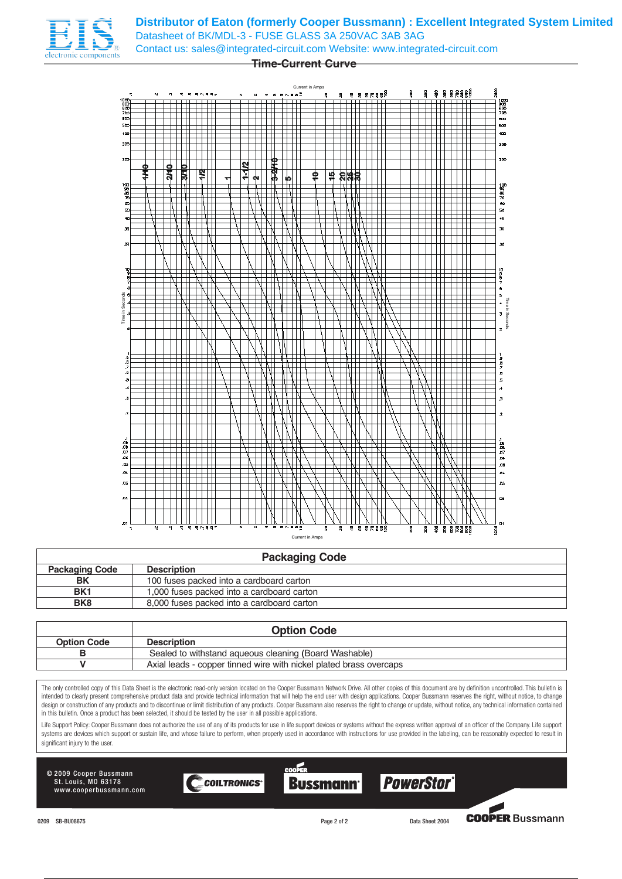## Time-Current Curve

Current in Amps

Time in Seconds

1/10 2/10 3/10 1/2 1 1-1/2 2 3-2/10 5 10 15 20 25 30

.1 .2 .3 .4 .5 .6 .7 .8 .9 1 2 3 4 5 6 7 8 9 10 20 30 40 50 60 70 80 90 100 200 300 400 500 600 700 800 900 1000 2000

1000 900 800 700 600 500 400 300 200 100 90 80 70 60 50 40 30 20 10 9 8 7 6 5 4 3 2 1 .9 .8 .7 .6 .5 .4 .3 .2 .1 .09 .08 .07 .06 .05 .04 .03 .02 .01

| Packaging Code | |
|---|---|
| **Packaging Code** | **Description** |
| **BK** | 100 fuses packed into a cardboard carton |
| **BK1** | 1,000 fuses packed into a cardboard carton |
| **BK8** | 8,000 fuses packed into a cardboard carton |

| | Option Code |
|---|---|
| **Option Code** | **Description** |
| **B** | Sealed to withstand aqueous cleaning (Board Washable) |
| **V** | Axial leads - copper tinned wire with nickel plated brass overcaps |

The only controlled copy of this Data Sheet is the electronic read-only version located on the Cooper Bussmann Network Drive. All other copies of this document are by definition uncontrolled. This bulletin is intended to clearly present comprehensive product data and provide technical information that will help the end user with design applications. Cooper Bussmann reserves the right, without notice, to change design or construction of any products and to discontinue or limit distribution of any products. Cooper Bussmann also reserves the right to change or update, without notice, any technical information contained in this bulletin. Once a product has been selected, it should be tested by the user in all possible applications.

Life Support Policy: Cooper Bussmann does not authorize the use of any of its products for use in life support devices or systems without the express written approval of an officer of the Company. Life support systems are devices which support or sustain life, and whose failure to perform, when properly used in accordance with instructions for use provided in the labeling, can be reasonably expected to result in significant injury to the user.

© 2009 Cooper Bussmann
St. Louis, MO 63178
www.cooperbussmann.com

0209 SB-BU08675

Data Sheet 2004